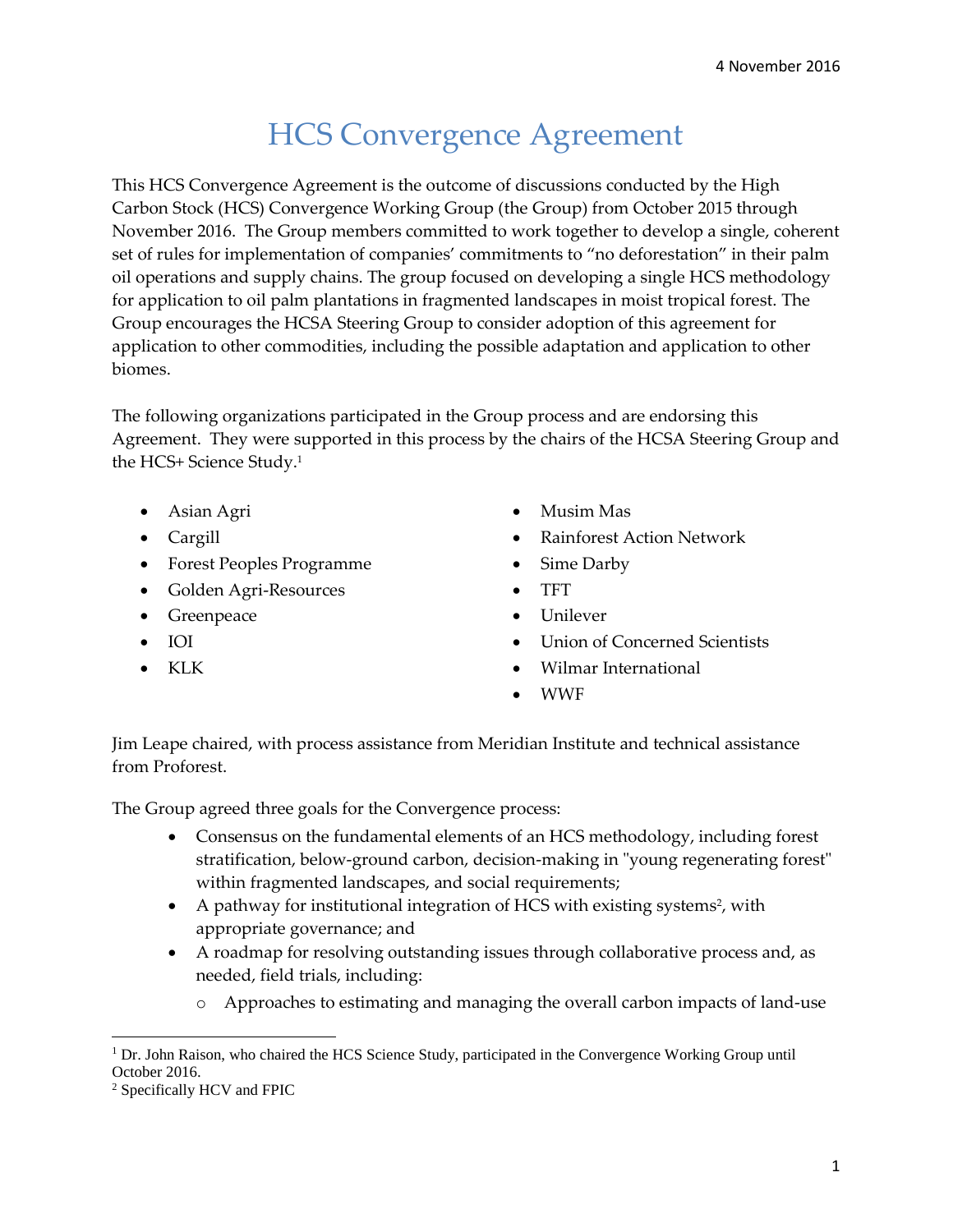4 November 2016

# HCS Convergence Agreement

This HCS Convergence Agreement is the outcome of discussions conducted by the High Carbon Stock (HCS) Convergence Working Group (the Group) from October 2015 through November 2016. The Group members committed to work together to develop a single, coherent set of rules for implementation of companies' commitments to "no deforestation" in their palm oil operations and supply chains. The group focused on developing a single HCS methodology for application to oil palm plantations in fragmented landscapes in moist tropical forest. The Group encourages the HCSA Steering Group to consider adoption of this agreement for application to other commodities, including the possible adaptation and application to other biomes.

The following organizations participated in the Group process and are endorsing this Agreement. They were supported in this process by the chairs of the HCSA Steering Group and the HCS+ Science Study.[1]

- Asian Agri
- Cargill
- Forest Peoples Programme
- Golden Agri-Resources
- Greenpeace
- IOI
- KLK
- Musim Mas
- Rainforest Action Network
- Sime Darby
- TFT
- Unilever
- Union of Concerned Scientists
- Wilmar International
- WWF

Jim Leape chaired, with process assistance from Meridian Institute and technical assistance from Proforest.

The Group agreed three goals for the Convergence process:

- Consensus on the fundamental elements of an HCS methodology, including forest stratification, below-ground carbon, decision-making in "young regenerating forest" within fragmented landscapes, and social requirements;
- A pathway for institutional integration of HCS with existing systems[2], with appropriate governance; and
- A roadmap for resolving outstanding issues through collaborative process and, as needed, field trials, including:
  - Approaches to estimating and managing the overall carbon impacts of land-use

[1] Dr. John Raison, who chaired the HCS Science Study, participated in the Convergence Working Group until October 2016.

[2] Specifically HCV and FPIC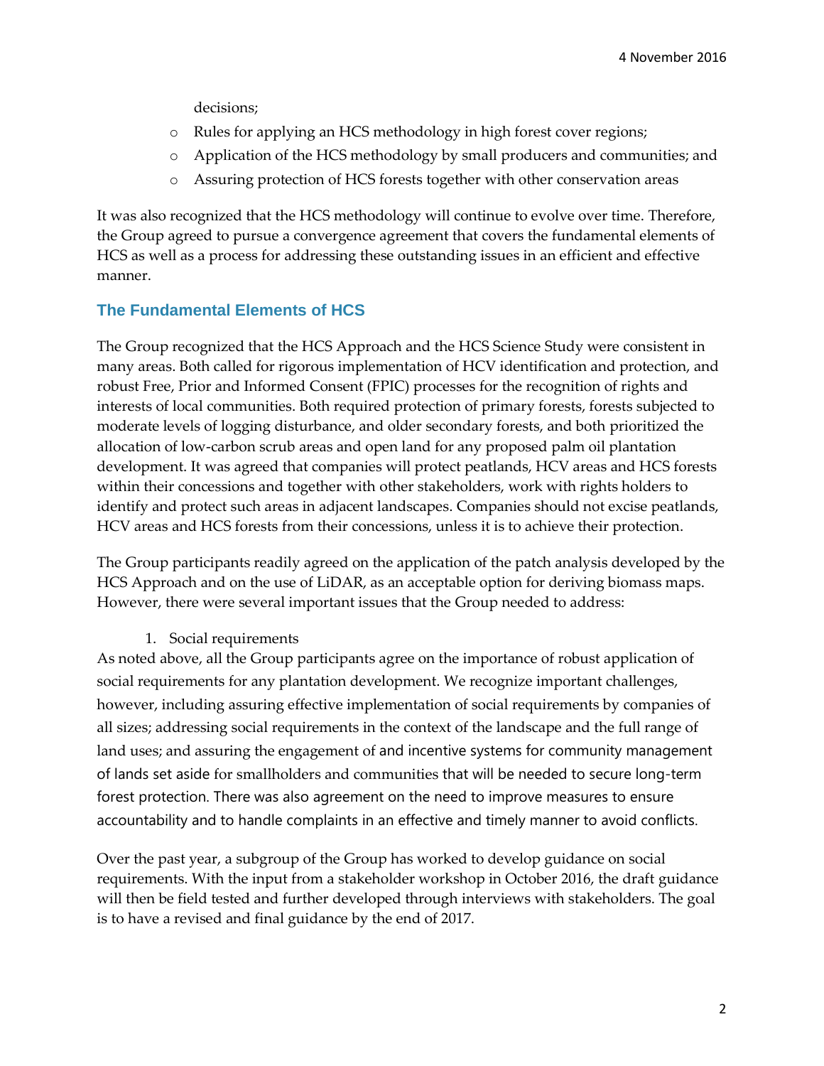decisions;

- Rules for applying an HCS methodology in high forest cover regions;
- Application of the HCS methodology by small producers and communities; and
- Assuring protection of HCS forests together with other conservation areas

It was also recognized that the HCS methodology will continue to evolve over time. Therefore, the Group agreed to pursue a convergence agreement that covers the fundamental elements of HCS as well as a process for addressing these outstanding issues in an efficient and effective manner.

## The Fundamental Elements of HCS

The Group recognized that the HCS Approach and the HCS Science Study were consistent in many areas. Both called for rigorous implementation of HCV identification and protection, and robust Free, Prior and Informed Consent (FPIC) processes for the recognition of rights and interests of local communities. Both required protection of primary forests, forests subjected to moderate levels of logging disturbance, and older secondary forests, and both prioritized the allocation of low-carbon scrub areas and open land for any proposed palm oil plantation development. It was agreed that companies will protect peatlands, HCV areas and HCS forests within their concessions and together with other stakeholders, work with rights holders to identify and protect such areas in adjacent landscapes. Companies should not excise peatlands, HCV areas and HCS forests from their concessions, unless it is to achieve their protection.

The Group participants readily agreed on the application of the patch analysis developed by the HCS Approach and on the use of LiDAR, as an acceptable option for deriving biomass maps. However, there were several important issues that the Group needed to address:

1. Social requirements

As noted above, all the Group participants agree on the importance of robust application of social requirements for any plantation development. We recognize important challenges, however, including assuring effective implementation of social requirements by companies of all sizes; addressing social requirements in the context of the landscape and the full range of land uses; and assuring the engagement of and incentive systems for community management of lands set aside for smallholders and communities that will be needed to secure long-term forest protection. There was also agreement on the need to improve measures to ensure accountability and to handle complaints in an effective and timely manner to avoid conflicts.

Over the past year, a subgroup of the Group has worked to develop guidance on social requirements. With the input from a stakeholder workshop in October 2016, the draft guidance will then be field tested and further developed through interviews with stakeholders. The goal is to have a revised and final guidance by the end of 2017.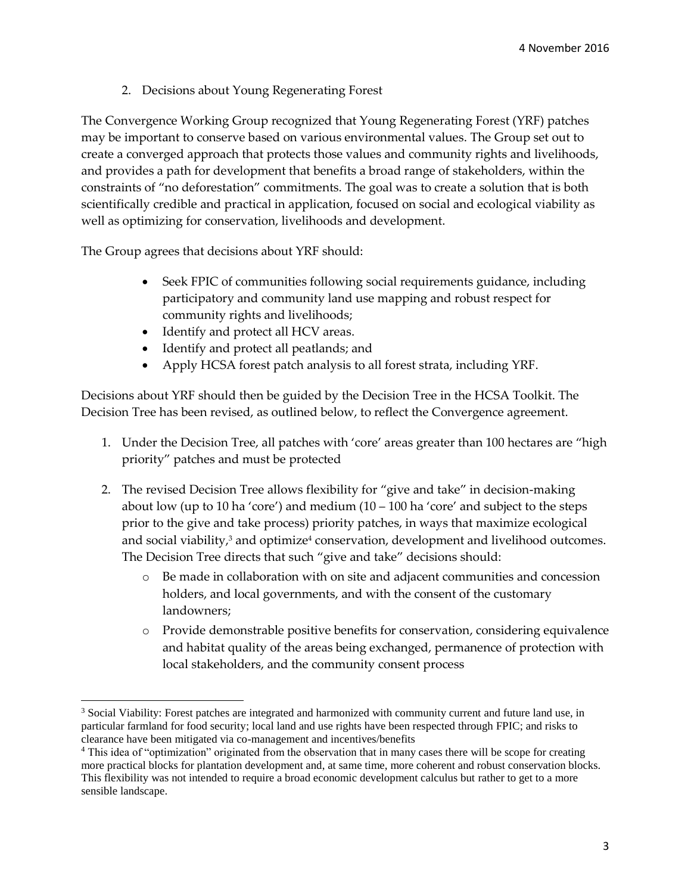## 2. Decisions about Young Regenerating Forest

The Convergence Working Group recognized that Young Regenerating Forest (YRF) patches may be important to conserve based on various environmental values. The Group set out to create a converged approach that protects those values and community rights and livelihoods, and provides a path for development that benefits a broad range of stakeholders, within the constraints of "no deforestation" commitments. The goal was to create a solution that is both scientifically credible and practical in application, focused on social and ecological viability as well as optimizing for conservation, livelihoods and development.

The Group agrees that decisions about YRF should:

- Seek FPIC of communities following social requirements guidance, including participatory and community land use mapping and robust respect for community rights and livelihoods;
- Identify and protect all HCV areas.
- Identify and protect all peatlands; and
- Apply HCSA forest patch analysis to all forest strata, including YRF.

Decisions about YRF should then be guided by the Decision Tree in the HCSA Toolkit. The Decision Tree has been revised, as outlined below, to reflect the Convergence agreement.

1. Under the Decision Tree, all patches with 'core' areas greater than 100 hectares are "high priority" patches and must be protected
2. The revised Decision Tree allows flexibility for "give and take" in decision-making about low (up to 10 ha 'core') and medium (10 – 100 ha 'core' and subject to the steps prior to the give and take process) priority patches, in ways that maximize ecological and social viability,[3] and optimize[4] conservation, development and livelihood outcomes. The Decision Tree directs that such "give and take" decisions should:
   - Be made in collaboration with on site and adjacent communities and concession holders, and local governments, and with the consent of the customary landowners;
   - Provide demonstrable positive benefits for conservation, considering equivalence and habitat quality of the areas being exchanged, permanence of protection with local stakeholders, and the community consent process

[3] Social Viability: Forest patches are integrated and harmonized with community current and future land use, in particular farmland for food security; local land and use rights have been respected through FPIC; and risks to clearance have been mitigated via co-management and incentives/benefits

[4] This idea of "optimization" originated from the observation that in many cases there will be scope for creating more practical blocks for plantation development and, at same time, more coherent and robust conservation blocks. This flexibility was not intended to require a broad economic development calculus but rather to get to a more sensible landscape.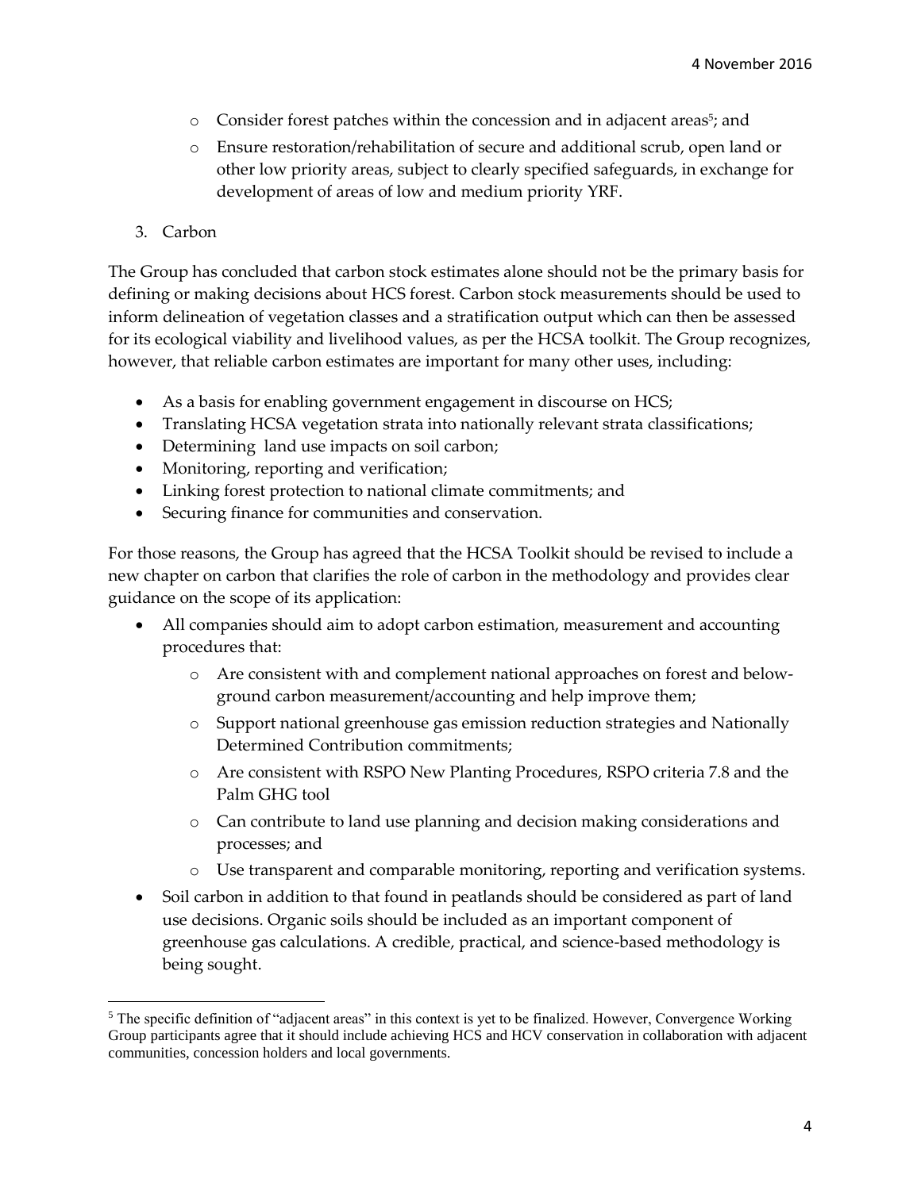- Consider forest patches within the concession and in adjacent areas[5]; and
- Ensure restoration/rehabilitation of secure and additional scrub, open land or other low priority areas, subject to clearly specified safeguards, in exchange for development of areas of low and medium priority YRF.

3. Carbon

The Group has concluded that carbon stock estimates alone should not be the primary basis for defining or making decisions about HCS forest. Carbon stock measurements should be used to inform delineation of vegetation classes and a stratification output which can then be assessed for its ecological viability and livelihood values, as per the HCSA toolkit. The Group recognizes, however, that reliable carbon estimates are important for many other uses, including:

- As a basis for enabling government engagement in discourse on HCS;
- Translating HCSA vegetation strata into nationally relevant strata classifications;
- Determining land use impacts on soil carbon;
- Monitoring, reporting and verification;
- Linking forest protection to national climate commitments; and
- Securing finance for communities and conservation.

For those reasons, the Group has agreed that the HCSA Toolkit should be revised to include a new chapter on carbon that clarifies the role of carbon in the methodology and provides clear guidance on the scope of its application:

- All companies should aim to adopt carbon estimation, measurement and accounting procedures that:
  - Are consistent with and complement national approaches on forest and below-ground carbon measurement/accounting and help improve them;
  - Support national greenhouse gas emission reduction strategies and Nationally Determined Contribution commitments;
  - Are consistent with RSPO New Planting Procedures, RSPO criteria 7.8 and the Palm GHG tool
  - Can contribute to land use planning and decision making considerations and processes; and
  - Use transparent and comparable monitoring, reporting and verification systems.
- Soil carbon in addition to that found in peatlands should be considered as part of land use decisions. Organic soils should be included as an important component of greenhouse gas calculations. A credible, practical, and science-based methodology is being sought.

[5] The specific definition of "adjacent areas" in this context is yet to be finalized. However, Convergence Working Group participants agree that it should include achieving HCS and HCV conservation in collaboration with adjacent communities, concession holders and local governments.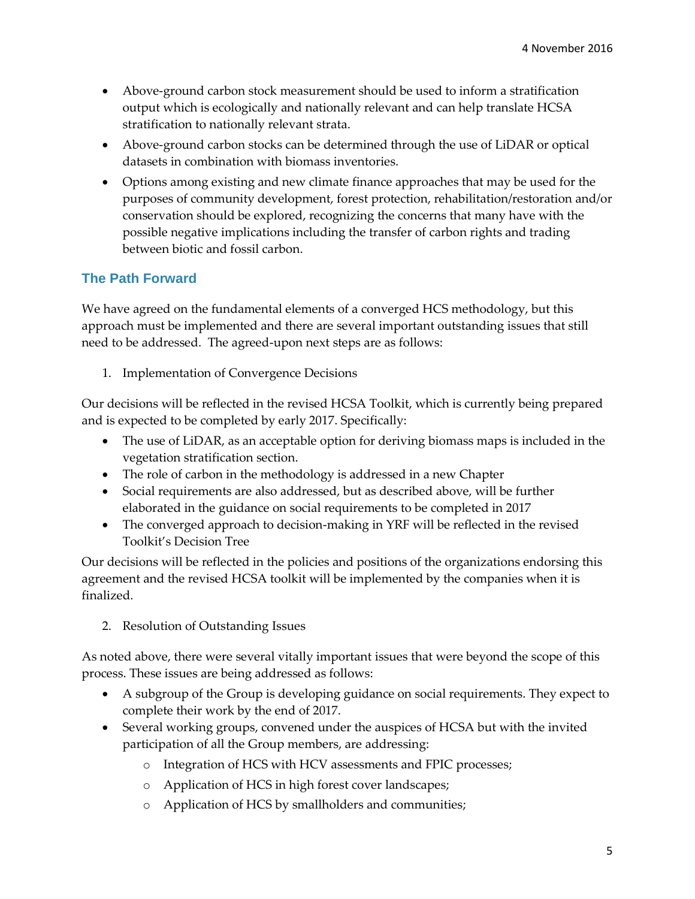- Above-ground carbon stock measurement should be used to inform a stratification output which is ecologically and nationally relevant and can help translate HCSA stratification to nationally relevant strata.
- Above-ground carbon stocks can be determined through the use of LiDAR or optical datasets in combination with biomass inventories.
- Options among existing and new climate finance approaches that may be used for the purposes of community development, forest protection, rehabilitation/restoration and/or conservation should be explored, recognizing the concerns that many have with the possible negative implications including the transfer of carbon rights and trading between biotic and fossil carbon.

## The Path Forward

We have agreed on the fundamental elements of a converged HCS methodology, but this approach must be implemented and there are several important outstanding issues that still need to be addressed. The agreed-upon next steps are as follows:

1. Implementation of Convergence Decisions

Our decisions will be reflected in the revised HCSA Toolkit, which is currently being prepared and is expected to be completed by early 2017. Specifically:

- The use of LiDAR, as an acceptable option for deriving biomass maps is included in the vegetation stratification section.
- The role of carbon in the methodology is addressed in a new Chapter
- Social requirements are also addressed, but as described above, will be further elaborated in the guidance on social requirements to be completed in 2017
- The converged approach to decision-making in YRF will be reflected in the revised Toolkit's Decision Tree

Our decisions will be reflected in the policies and positions of the organizations endorsing this agreement and the revised HCSA toolkit will be implemented by the companies when it is finalized.

2. Resolution of Outstanding Issues

As noted above, there were several vitally important issues that were beyond the scope of this process. These issues are being addressed as follows:

- A subgroup of the Group is developing guidance on social requirements. They expect to complete their work by the end of 2017.
- Several working groups, convened under the auspices of HCSA but with the invited participation of all the Group members, are addressing:
  - Integration of HCS with HCV assessments and FPIC processes;
  - Application of HCS in high forest cover landscapes;
  - Application of HCS by smallholders and communities;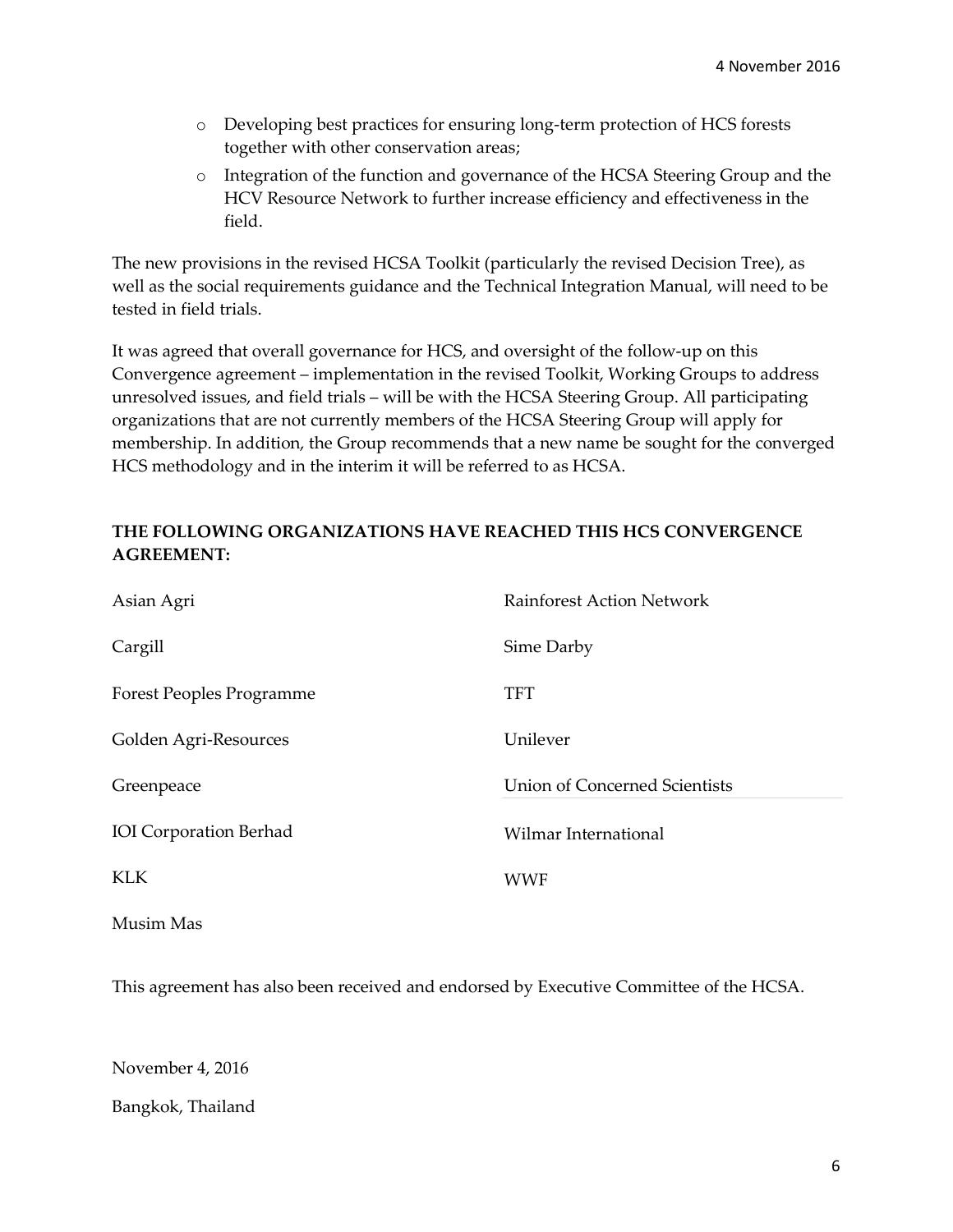- Developing best practices for ensuring long-term protection of HCS forests together with other conservation areas;
- Integration of the function and governance of the HCSA Steering Group and the HCV Resource Network to further increase efficiency and effectiveness in the field.

The new provisions in the revised HCSA Toolkit (particularly the revised Decision Tree), as well as the social requirements guidance and the Technical Integration Manual, will need to be tested in field trials.

It was agreed that overall governance for HCS, and oversight of the follow-up on this Convergence agreement – implementation in the revised Toolkit, Working Groups to address unresolved issues, and field trials – will be with the HCSA Steering Group. All participating organizations that are not currently members of the HCSA Steering Group will apply for membership. In addition, the Group recommends that a new name be sought for the converged HCS methodology and in the interim it will be referred to as HCSA.

**THE FOLLOWING ORGANIZATIONS HAVE REACHED THIS HCS CONVERGENCE AGREEMENT:**

Asian Agri

Cargill

Forest Peoples Programme

Golden Agri-Resources

Greenpeace

IOI Corporation Berhad

KLK

Musim Mas

Rainforest Action Network

Sime Darby

TFT

Unilever

Union of Concerned Scientists

Wilmar International

WWF

This agreement has also been received and endorsed by Executive Committee of the HCSA.

November 4, 2016

Bangkok, Thailand